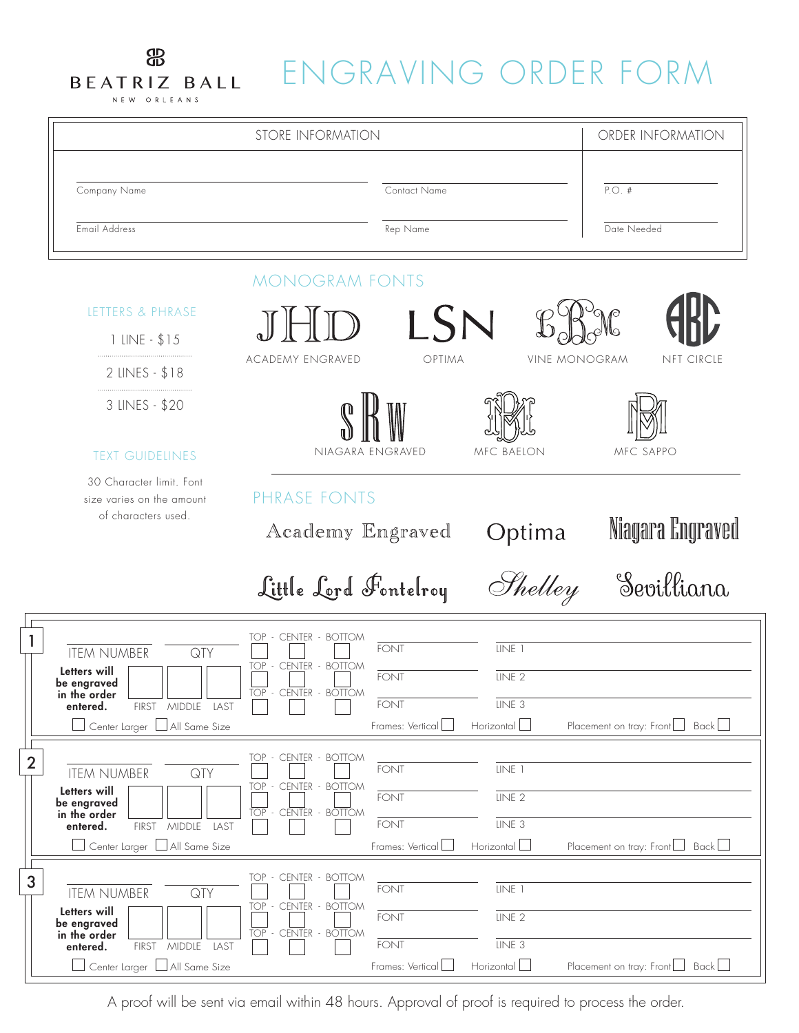BEATRIZ BALL
NEW ORLEANS

# ENGRAVING ORDER FORM

| STORE INFORMATION | | ORDER INFORMATION |
|---|---|---|
| Company Name | Contact Name | P.O. # |
| Email Address | Rep Name | Date Needed |

## LETTERS & PHRASE

1 LINE - $15

2 LINES - $18

3 LINES - $20

## TEXT GUIDELINES

30 Character limit. Font size varies on the amount of characters used.

## MONOGRAM FONTS

- ACADEMY ENGRAVED
- OPTIMA
- VINE MONOGRAM
- NFT CIRCLE
- NIAGARA ENGRAVED
- MFC BAELON
- MFC SAPPO

## PHRASE FONTS

- Academy Engraved
- Optima
- Niagara Engraved
- Little Lord Fontelroy
- Shelley
- Sevilliana

---

### 1

ITEM NUMBER ______ QTY ______

**Letters will be engraved in the order entered.** ☐ FIRST ☐ MIDDLE ☐ LAST

☐ Center Larger ☐ All Same Size

| TOP - CENTER - BOTTOM | FONT | LINE |
|---|---|---|
| ☐ ☐ ☐ | FONT | LINE 1 |
| ☐ ☐ ☐ | FONT | LINE 2 |
| ☐ ☐ ☐ | FONT | LINE 3 |

Frames: Vertical ☐ Horizontal ☐ Placement on tray: Front ☐ Back ☐

### 2

ITEM NUMBER ______ QTY ______

**Letters will be engraved in the order entered.** ☐ FIRST ☐ MIDDLE ☐ LAST

☐ Center Larger ☐ All Same Size

| TOP - CENTER - BOTTOM | FONT | LINE |
|---|---|---|
| ☐ ☐ ☐ | FONT | LINE 1 |
| ☐ ☐ ☐ | FONT | LINE 2 |
| ☐ ☐ ☐ | FONT | LINE 3 |

Frames: Vertical ☐ Horizontal ☐ Placement on tray: Front ☐ Back ☐

### 3

ITEM NUMBER ______ QTY ______

**Letters will be engraved in the order entered.** ☐ FIRST ☐ MIDDLE ☐ LAST

☐ Center Larger ☐ All Same Size

| TOP - CENTER - BOTTOM | FONT | LINE |
|---|---|---|
| ☐ ☐ ☐ | FONT | LINE 1 |
| ☐ ☐ ☐ | FONT | LINE 2 |
| ☐ ☐ ☐ | FONT | LINE 3 |

Frames: Vertical ☐ Horizontal ☐ Placement on tray: Front ☐ Back ☐

A proof will be sent via email within 48 hours. Approval of proof is required to process the order.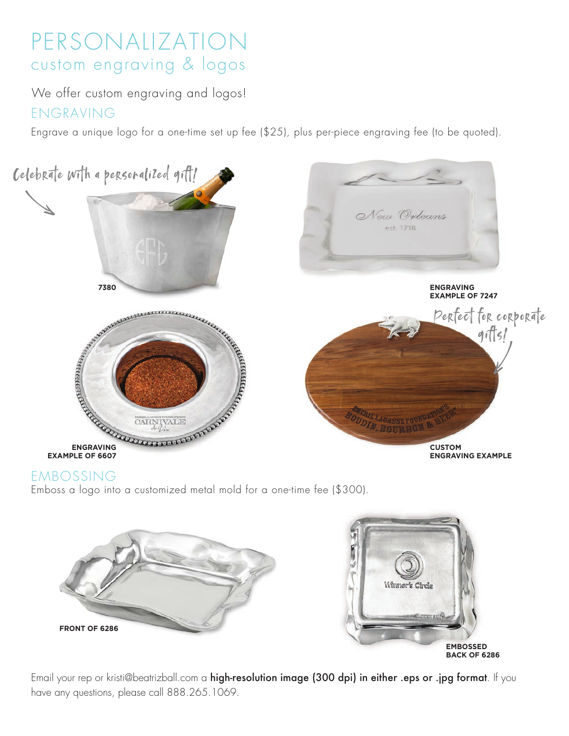# PERSONALIZATION
## custom engraving & logos

We offer custom engraving and logos!

### ENGRAVING

Engrave a unique logo for a one-time set up fee ($25), plus per-piece engraving fee (to be quoted).

Celebrate with a personalized gift!

**7380**

**ENGRAVING EXAMPLE OF 7247**

Perfect for corporate gifts!

**ENGRAVING EXAMPLE OF 6607**

**CUSTOM ENGRAVING EXAMPLE**

### EMBOSSING

Emboss a logo into a customized metal mold for a one-time fee ($300).

**FRONT OF 6286**

**EMBOSSED BACK OF 6286**

Email your rep or kristi@beatrizball.com a high-resolution image (300 dpi) in either .eps or .jpg format. If you have any questions, please call 888.265.1069.